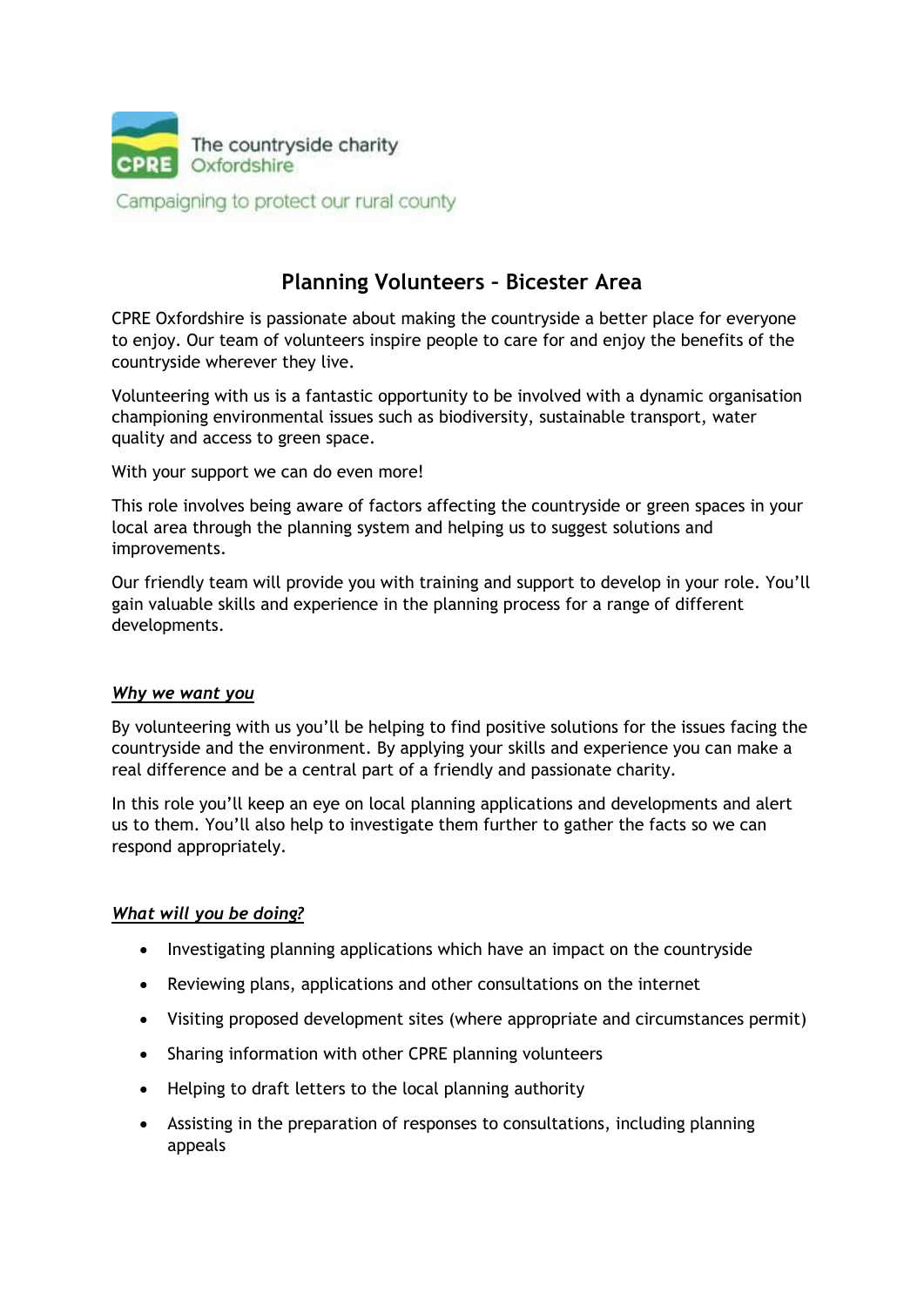The countryside charity
CPRE Oxfordshire

Campaigning to protect our rural county

# Planning Volunteers – Bicester Area

CPRE Oxfordshire is passionate about making the countryside a better place for everyone to enjoy. Our team of volunteers inspire people to care for and enjoy the benefits of the countryside wherever they live.

Volunteering with us is a fantastic opportunity to be involved with a dynamic organisation championing environmental issues such as biodiversity, sustainable transport, water quality and access to green space.

With your support we can do even more!

This role involves being aware of factors affecting the countryside or green spaces in your local area through the planning system and helping us to suggest solutions and improvements.

Our friendly team will provide you with training and support to develop in your role. You'll gain valuable skills and experience in the planning process for a range of different developments.

## ***Why we want you***

By volunteering with us you'll be helping to find positive solutions for the issues facing the countryside and the environment. By applying your skills and experience you can make a real difference and be a central part of a friendly and passionate charity.

In this role you'll keep an eye on local planning applications and developments and alert us to them. You'll also help to investigate them further to gather the facts so we can respond appropriately.

## ***What will you be doing?***

- Investigating planning applications which have an impact on the countryside
- Reviewing plans, applications and other consultations on the internet
- Visiting proposed development sites (where appropriate and circumstances permit)
- Sharing information with other CPRE planning volunteers
- Helping to draft letters to the local planning authority
- Assisting in the preparation of responses to consultations, including planning appeals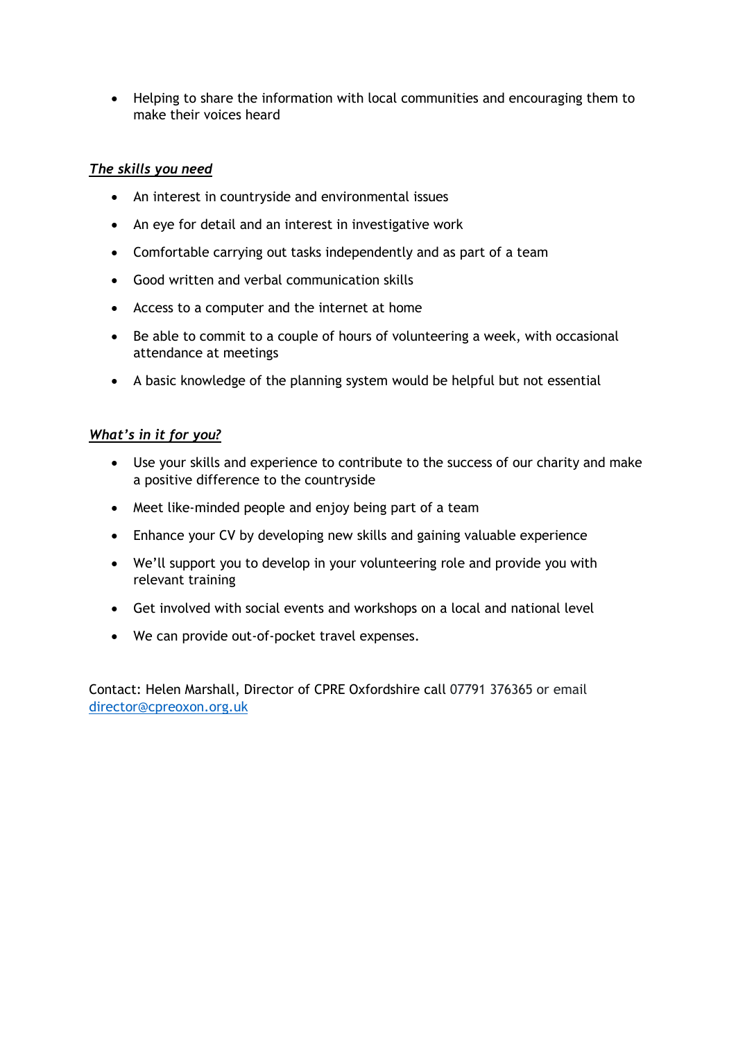- Helping to share the information with local communities and encouraging them to make their voices heard

***The skills you need***

- An interest in countryside and environmental issues
- An eye for detail and an interest in investigative work
- Comfortable carrying out tasks independently and as part of a team
- Good written and verbal communication skills
- Access to a computer and the internet at home
- Be able to commit to a couple of hours of volunteering a week, with occasional attendance at meetings
- A basic knowledge of the planning system would be helpful but not essential

***What's in it for you?***

- Use your skills and experience to contribute to the success of our charity and make a positive difference to the countryside
- Meet like-minded people and enjoy being part of a team
- Enhance your CV by developing new skills and gaining valuable experience
- We'll support you to develop in your volunteering role and provide you with relevant training
- Get involved with social events and workshops on a local and national level
- We can provide out-of-pocket travel expenses.

Contact: Helen Marshall, Director of CPRE Oxfordshire call 07791 376365 or email director@cpreoxon.org.uk